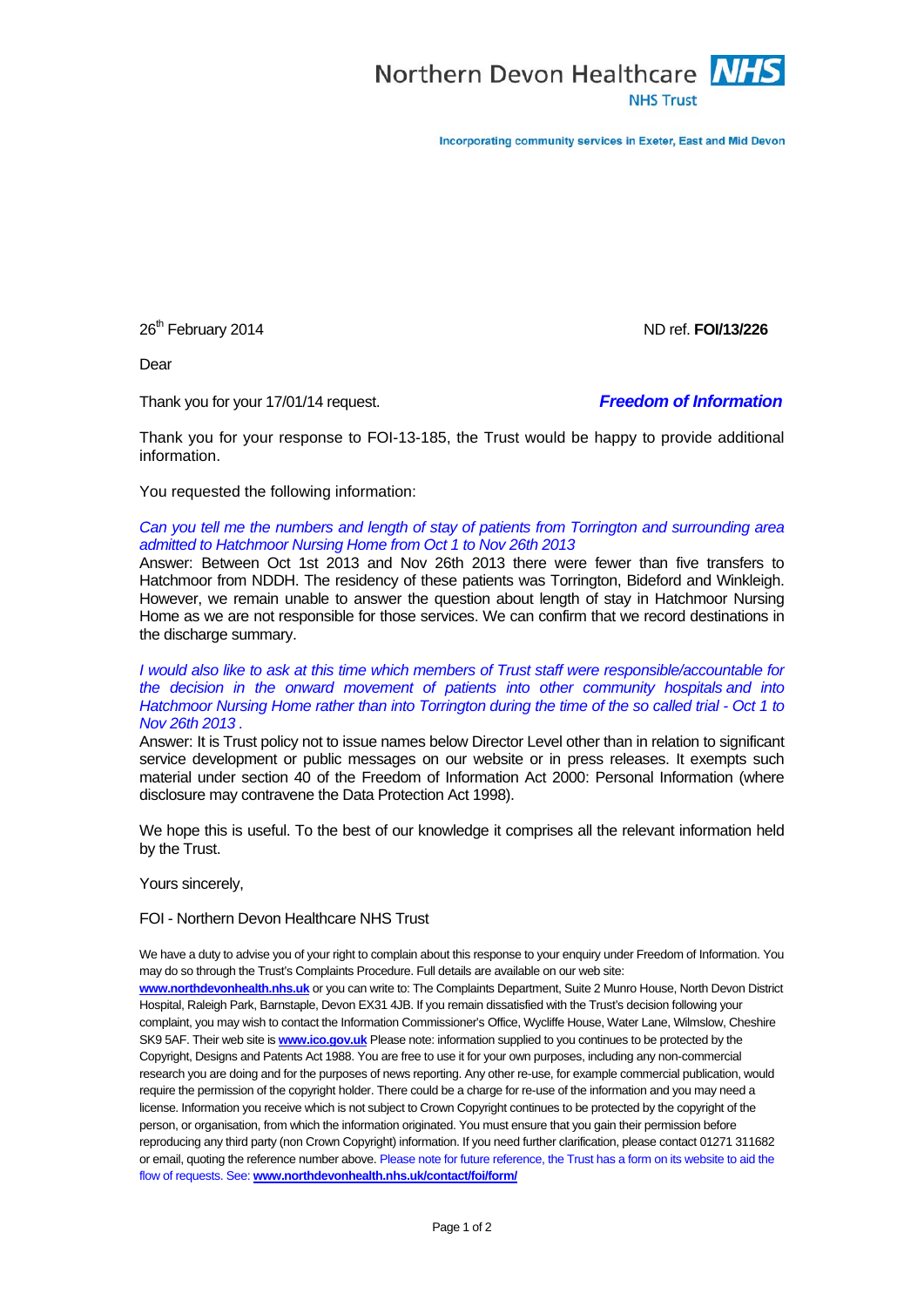Northern Devon Healthcare **NHS**

NHS Trust

**Incorporating community services in Exeter, East and Mid Devon**

26th February 2014 ND ref. **FOI/13/226**

Dear

Thank you for your 17/01/14 request. ***Freedom of Information***

Thank you for your response to FOI-13-185, the Trust would be happy to provide additional information.

You requested the following information:

*Can you tell me the numbers and length of stay of patients from Torrington and surrounding area admitted to Hatchmoor Nursing Home from Oct 1 to Nov 26th 2013*

Answer: Between Oct 1st 2013 and Nov 26th 2013 there were fewer than five transfers to Hatchmoor from NDDH. The residency of these patients was Torrington, Bideford and Winkleigh. However, we remain unable to answer the question about length of stay in Hatchmoor Nursing Home as we are not responsible for those services. We can confirm that we record destinations in the discharge summary.

*I would also like to ask at this time which members of Trust staff were responsible/accountable for the decision in the onward movement of patients into other community hospitals and into Hatchmoor Nursing Home rather than into Torrington during the time of the so called trial - Oct 1 to Nov 26th 2013 .*

Answer: It is Trust policy not to issue names below Director Level other than in relation to significant service development or public messages on our website or in press releases. It exempts such material under section 40 of the Freedom of Information Act 2000: Personal Information (where disclosure may contravene the Data Protection Act 1998).

We hope this is useful. To the best of our knowledge it comprises all the relevant information held by the Trust.

Yours sincerely,

FOI - Northern Devon Healthcare NHS Trust

We have a duty to advise you of your right to complain about this response to your enquiry under Freedom of Information. You may do so through the Trust's Complaints Procedure. Full details are available on our web site: **www.northdevonhealth.nhs.uk** or you can write to: The Complaints Department, Suite 2 Munro House, North Devon District Hospital, Raleigh Park, Barnstaple, Devon EX31 4JB. If you remain dissatisfied with the Trust's decision following your complaint, you may wish to contact the Information Commissioner's Office, Wycliffe House, Water Lane, Wilmslow, Cheshire SK9 5AF. Their web site is **www.ico.gov.uk** Please note: information supplied to you continues to be protected by the Copyright, Designs and Patents Act 1988. You are free to use it for your own purposes, including any non-commercial research you are doing and for the purposes of news reporting. Any other re-use, for example commercial publication, would require the permission of the copyright holder. There could be a charge for re-use of the information and you may need a license. Information you receive which is not subject to Crown Copyright continues to be protected by the copyright of the person, or organisation, from which the information originated. You must ensure that you gain their permission before reproducing any third party (non Crown Copyright) information. If you need further clarification, please contact 01271 311682 or email, quoting the reference number above. Please note for future reference, the Trust has a form on its website to aid the flow of requests. See: **www.northdevonhealth.nhs.uk/contact/foi/form/**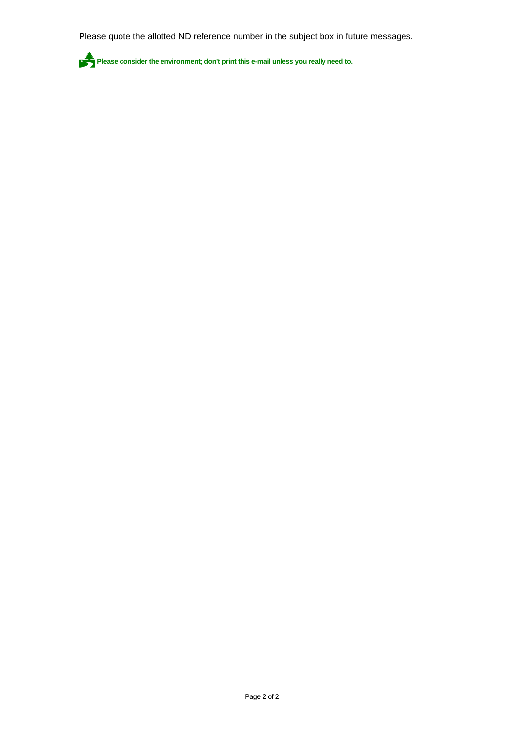Please quote the allotted ND reference number in the subject box in future messages.

**Please consider the environment; don't print this e-mail unless you really need to.**